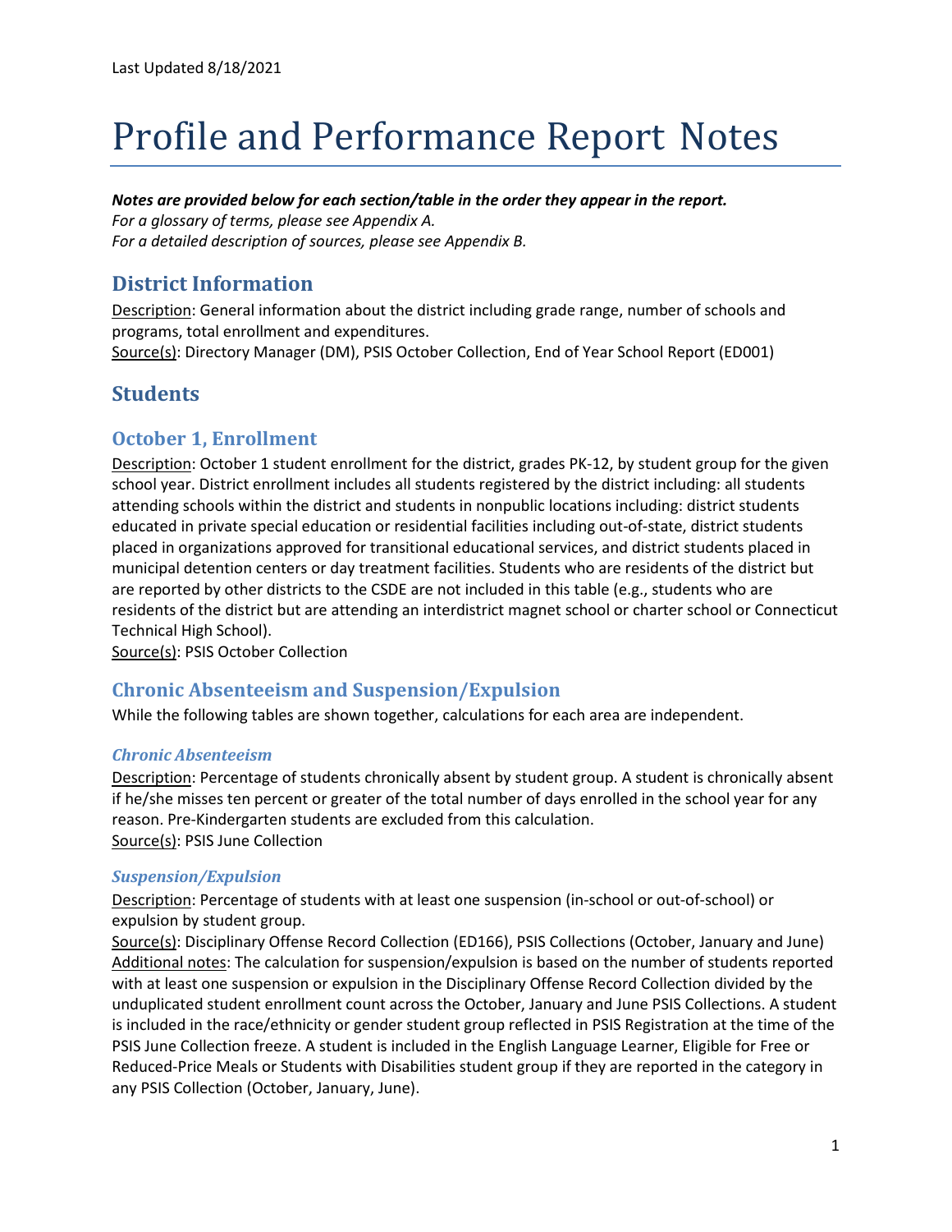Last Updated 8/18/2021

# Profile and Performance Report Notes

***Notes are provided below for each section/table in the order they appear in the report.***
*For a glossary of terms, please see Appendix A.*
*For a detailed description of sources, please see Appendix B.*

## District Information

Description: General information about the district including grade range, number of schools and programs, total enrollment and expenditures.
Source(s): Directory Manager (DM), PSIS October Collection, End of Year School Report (ED001)

## Students

### October 1, Enrollment

Description: October 1 student enrollment for the district, grades PK-12, by student group for the given school year. District enrollment includes all students registered by the district including: all students attending schools within the district and students in nonpublic locations including: district students educated in private special education or residential facilities including out-of-state, district students placed in organizations approved for transitional educational services, and district students placed in municipal detention centers or day treatment facilities. Students who are residents of the district but are reported by other districts to the CSDE are not included in this table (e.g., students who are residents of the district but are attending an interdistrict magnet school or charter school or Connecticut Technical High School).
Source(s): PSIS October Collection

### Chronic Absenteeism and Suspension/Expulsion

While the following tables are shown together, calculations for each area are independent.

#### *Chronic Absenteeism*

Description: Percentage of students chronically absent by student group. A student is chronically absent if he/she misses ten percent or greater of the total number of days enrolled in the school year for any reason. Pre-Kindergarten students are excluded from this calculation.
Source(s): PSIS June Collection

#### *Suspension/Expulsion*

Description: Percentage of students with at least one suspension (in-school or out-of-school) or expulsion by student group.
Source(s): Disciplinary Offense Record Collection (ED166), PSIS Collections (October, January and June)
Additional notes: The calculation for suspension/expulsion is based on the number of students reported with at least one suspension or expulsion in the Disciplinary Offense Record Collection divided by the unduplicated student enrollment count across the October, January and June PSIS Collections. A student is included in the race/ethnicity or gender student group reflected in PSIS Registration at the time of the PSIS June Collection freeze. A student is included in the English Language Learner, Eligible for Free or Reduced-Price Meals or Students with Disabilities student group if they are reported in the category in any PSIS Collection (October, January, June).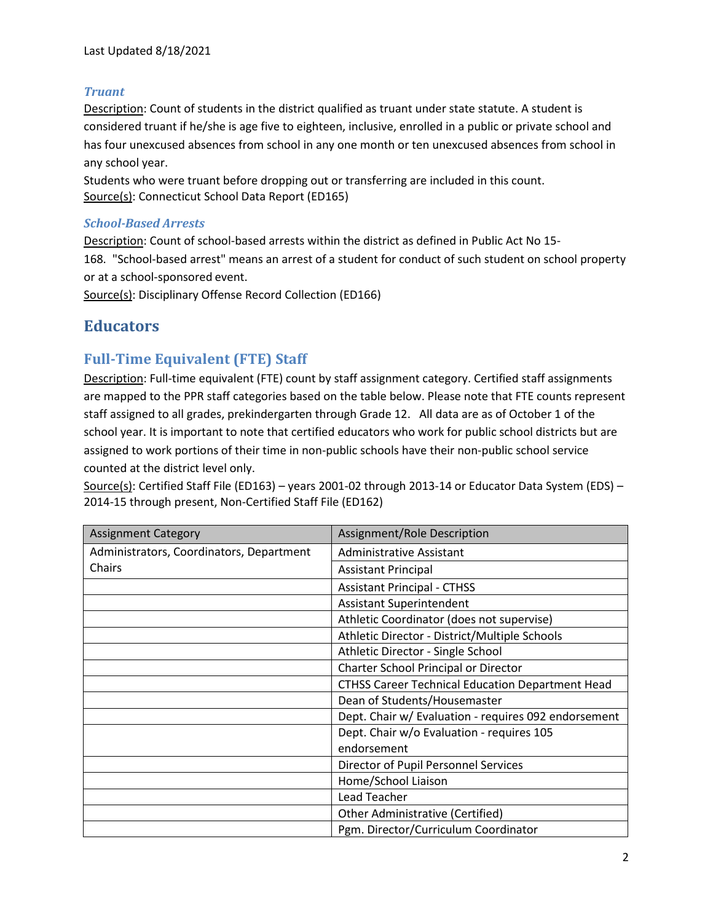Last Updated 8/18/2021

### *Truant*

Description: Count of students in the district qualified as truant under state statute. A student is considered truant if he/she is age five to eighteen, inclusive, enrolled in a public or private school and has four unexcused absences from school in any one month or ten unexcused absences from school in any school year.

Students who were truant before dropping out or transferring are included in this count.

Source(s): Connecticut School Data Report (ED165)

### *School-Based Arrests*

Description: Count of school-based arrests within the district as defined in Public Act No 15-168. "School-based arrest" means an arrest of a student for conduct of such student on school property or at a school-sponsored event.

Source(s): Disciplinary Offense Record Collection (ED166)

# Educators

## Full-Time Equivalent (FTE) Staff

Description: Full-time equivalent (FTE) count by staff assignment category. Certified staff assignments are mapped to the PPR staff categories based on the table below. Please note that FTE counts represent staff assigned to all grades, prekindergarten through Grade 12. All data are as of October 1 of the school year. It is important to note that certified educators who work for public school districts but are assigned to work portions of their time in non-public schools have their non-public school service counted at the district level only.

Source(s): Certified Staff File (ED163) – years 2001-02 through 2013-14 or Educator Data System (EDS) – 2014-15 through present, Non-Certified Staff File (ED162)

| Assignment Category | Assignment/Role Description |
|---|---|
| Administrators, Coordinators, Department Chairs | Administrative Assistant |
| | Assistant Principal |
| | Assistant Principal - CTHSS |
| | Assistant Superintendent |
| | Athletic Coordinator (does not supervise) |
| | Athletic Director - District/Multiple Schools |
| | Athletic Director - Single School |
| | Charter School Principal or Director |
| | CTHSS Career Technical Education Department Head |
| | Dean of Students/Housemaster |
| | Dept. Chair w/ Evaluation - requires 092 endorsement |
| | Dept. Chair w/o Evaluation - requires 105 endorsement |
| | Director of Pupil Personnel Services |
| | Home/School Liaison |
| | Lead Teacher |
| | Other Administrative (Certified) |
| | Pgm. Director/Curriculum Coordinator |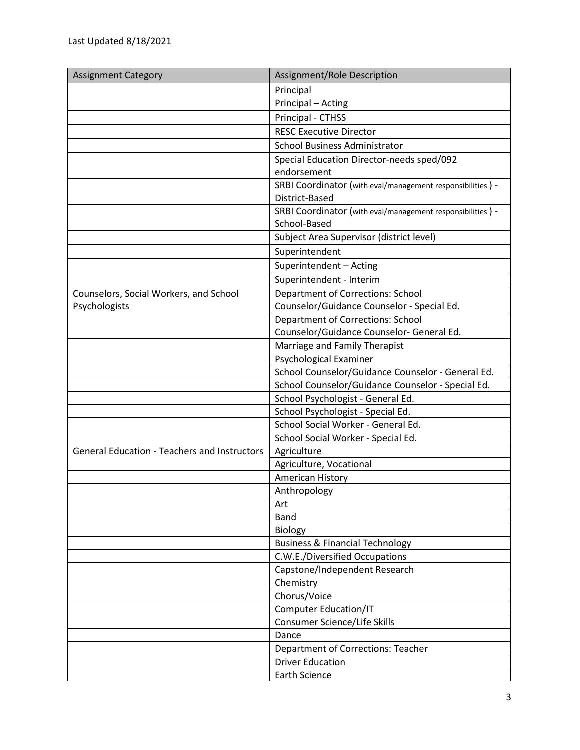Last Updated 8/18/2021

| Assignment Category | Assignment/Role Description |
|---|---|
| | Principal |
| | Principal – Acting |
| | Principal - CTHSS |
| | RESC Executive Director |
| | School Business Administrator |
| | Special Education Director-needs sped/092 endorsement |
| | SRBI Coordinator (with eval/management responsibilities ) - District-Based |
| | SRBI Coordinator (with eval/management responsibilities ) - School-Based |
| | Subject Area Supervisor (district level) |
| | Superintendent |
| | Superintendent – Acting |
| | Superintendent - Interim |
| Counselors, Social Workers, and School Psychologists | Department of Corrections: School Counselor/Guidance Counselor - Special Ed. |
| | Department of Corrections: School Counselor/Guidance Counselor- General Ed. |
| | Marriage and Family Therapist |
| | Psychological Examiner |
| | School Counselor/Guidance Counselor - General Ed. |
| | School Counselor/Guidance Counselor - Special Ed. |
| | School Psychologist - General Ed. |
| | School Psychologist - Special Ed. |
| | School Social Worker - General Ed. |
| | School Social Worker - Special Ed. |
| General Education - Teachers and Instructors | Agriculture |
| | Agriculture, Vocational |
| | American History |
| | Anthropology |
| | Art |
| | Band |
| | Biology |
| | Business & Financial Technology |
| | C.W.E./Diversified Occupations |
| | Capstone/Independent Research |
| | Chemistry |
| | Chorus/Voice |
| | Computer Education/IT |
| | Consumer Science/Life Skills |
| | Dance |
| | Department of Corrections: Teacher |
| | Driver Education |
| | Earth Science |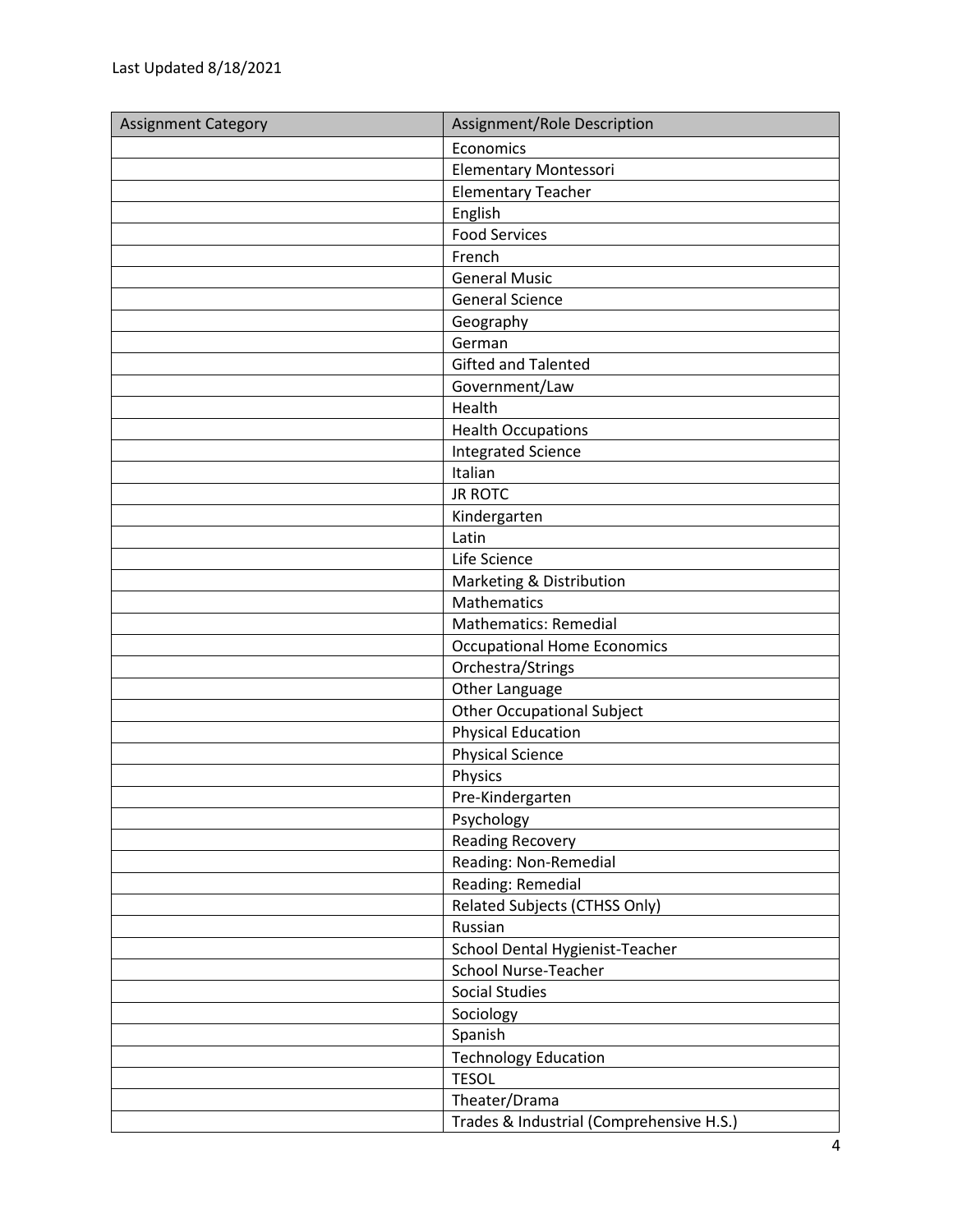Last Updated 8/18/2021

| Assignment Category | Assignment/Role Description |
|---|---|
| | Economics |
| | Elementary Montessori |
| | Elementary Teacher |
| | English |
| | Food Services |
| | French |
| | General Music |
| | General Science |
| | Geography |
| | German |
| | Gifted and Talented |
| | Government/Law |
| | Health |
| | Health Occupations |
| | Integrated Science |
| | Italian |
| | JR ROTC |
| | Kindergarten |
| | Latin |
| | Life Science |
| | Marketing & Distribution |
| | Mathematics |
| | Mathematics: Remedial |
| | Occupational Home Economics |
| | Orchestra/Strings |
| | Other Language |
| | Other Occupational Subject |
| | Physical Education |
| | Physical Science |
| | Physics |
| | Pre-Kindergarten |
| | Psychology |
| | Reading Recovery |
| | Reading: Non-Remedial |
| | Reading: Remedial |
| | Related Subjects (CTHSS Only) |
| | Russian |
| | School Dental Hygienist-Teacher |
| | School Nurse-Teacher |
| | Social Studies |
| | Sociology |
| | Spanish |
| | Technology Education |
| | TESOL |
| | Theater/Drama |
| | Trades & Industrial (Comprehensive H.S.) |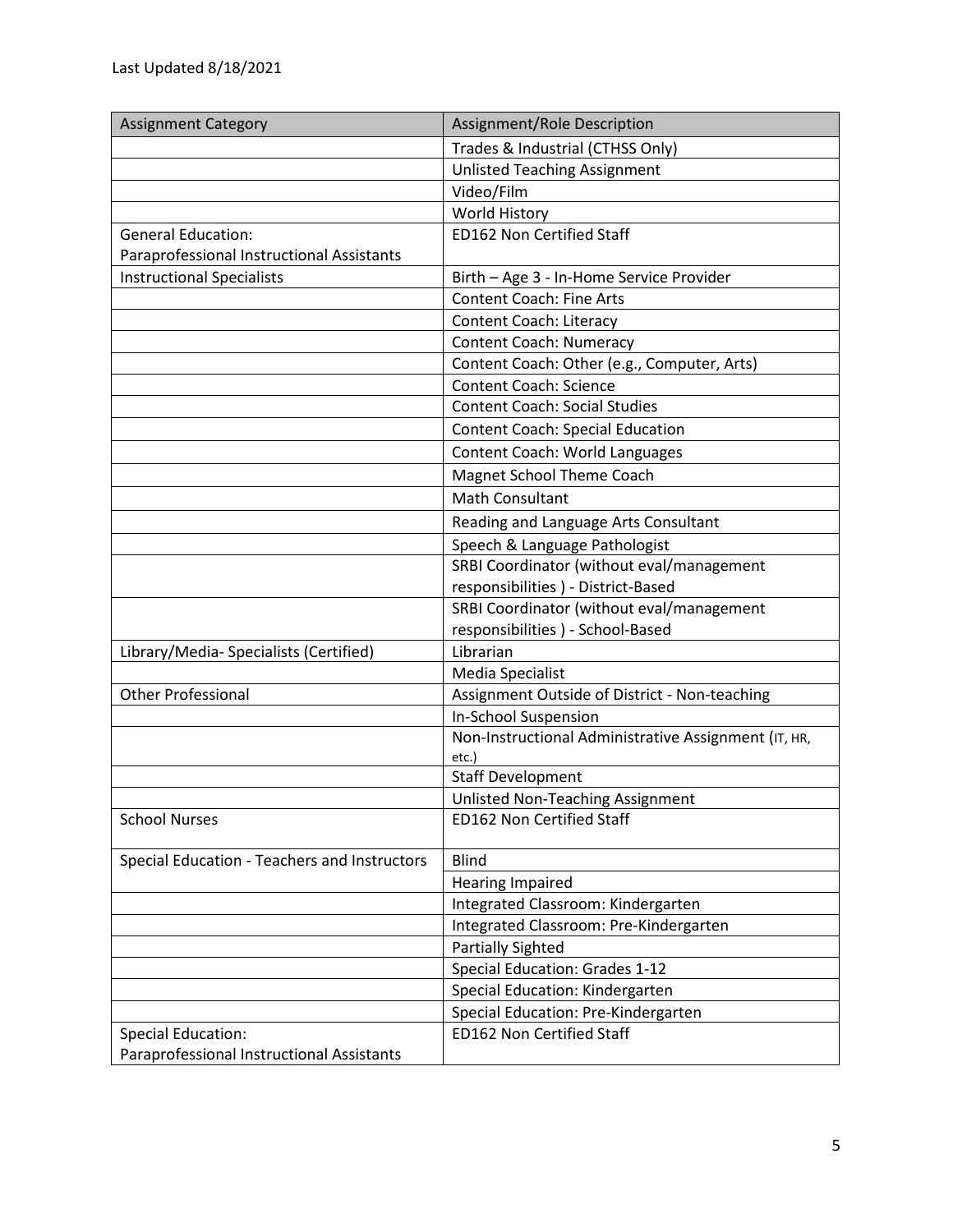Last Updated 8/18/2021

| Assignment Category | Assignment/Role Description |
|---|---|
| | Trades & Industrial (CTHSS Only) |
| | Unlisted Teaching Assignment |
| | Video/Film |
| | World History |
| General Education: Paraprofessional Instructional Assistants | ED162 Non Certified Staff |
| Instructional Specialists | Birth – Age 3 - In-Home Service Provider |
| | Content Coach: Fine Arts |
| | Content Coach: Literacy |
| | Content Coach: Numeracy |
| | Content Coach: Other (e.g., Computer, Arts) |
| | Content Coach: Science |
| | Content Coach: Social Studies |
| | Content Coach: Special Education |
| | Content Coach: World Languages |
| | Magnet School Theme Coach |
| | Math Consultant |
| | Reading and Language Arts Consultant |
| | Speech & Language Pathologist |
| | SRBI Coordinator (without eval/management responsibilities ) - District-Based |
| | SRBI Coordinator (without eval/management responsibilities ) - School-Based |
| Library/Media- Specialists (Certified) | Librarian |
| | Media Specialist |
| Other Professional | Assignment Outside of District - Non-teaching |
| | In-School Suspension |
| | Non-Instructional Administrative Assignment (IT, HR, etc.) |
| | Staff Development |
| | Unlisted Non-Teaching Assignment |
| School Nurses | ED162 Non Certified Staff |
| Special Education - Teachers and Instructors | Blind |
| | Hearing Impaired |
| | Integrated Classroom: Kindergarten |
| | Integrated Classroom: Pre-Kindergarten |
| | Partially Sighted |
| | Special Education: Grades 1-12 |
| | Special Education: Kindergarten |
| | Special Education: Pre-Kindergarten |
| Special Education: Paraprofessional Instructional Assistants | ED162 Non Certified Staff |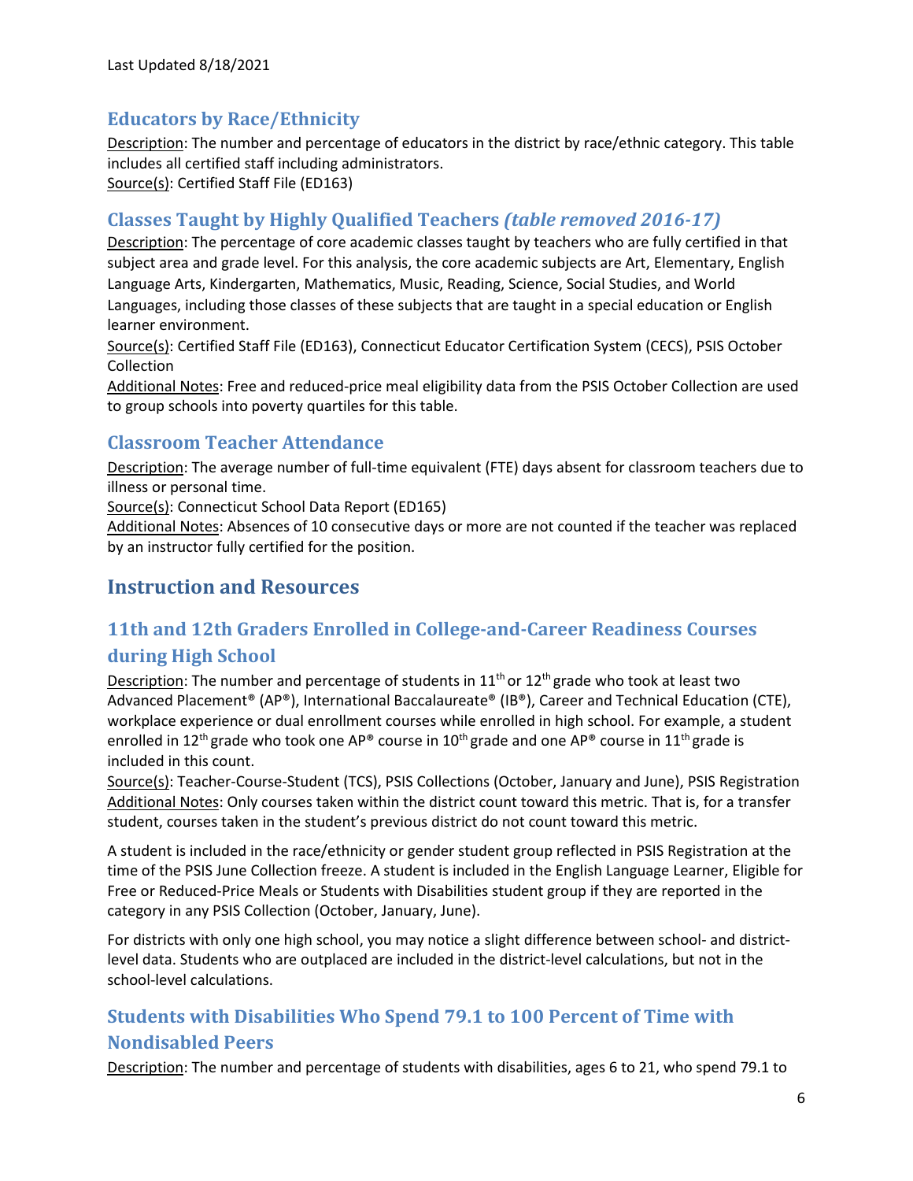Last Updated 8/18/2021

### Educators by Race/Ethnicity

Description: The number and percentage of educators in the district by race/ethnic category. This table includes all certified staff including administrators.
Source(s): Certified Staff File (ED163)

### Classes Taught by Highly Qualified Teachers *(table removed 2016-17)*

Description: The percentage of core academic classes taught by teachers who are fully certified in that subject area and grade level. For this analysis, the core academic subjects are Art, Elementary, English Language Arts, Kindergarten, Mathematics, Music, Reading, Science, Social Studies, and World Languages, including those classes of these subjects that are taught in a special education or English learner environment.
Source(s): Certified Staff File (ED163), Connecticut Educator Certification System (CECS), PSIS October Collection
Additional Notes: Free and reduced-price meal eligibility data from the PSIS October Collection are used to group schools into poverty quartiles for this table.

### Classroom Teacher Attendance

Description: The average number of full-time equivalent (FTE) days absent for classroom teachers due to illness or personal time.
Source(s): Connecticut School Data Report (ED165)
Additional Notes: Absences of 10 consecutive days or more are not counted if the teacher was replaced by an instructor fully certified for the position.

## Instruction and Resources

### 11th and 12th Graders Enrolled in College-and-Career Readiness Courses during High School

Description: The number and percentage of students in 11th or 12th grade who took at least two Advanced Placement® (AP®), International Baccalaureate® (IB®), Career and Technical Education (CTE), workplace experience or dual enrollment courses while enrolled in high school. For example, a student enrolled in 12th grade who took one AP® course in 10th grade and one AP® course in 11th grade is included in this count.
Source(s): Teacher-Course-Student (TCS), PSIS Collections (October, January and June), PSIS Registration
Additional Notes: Only courses taken within the district count toward this metric. That is, for a transfer student, courses taken in the student's previous district do not count toward this metric.

A student is included in the race/ethnicity or gender student group reflected in PSIS Registration at the time of the PSIS June Collection freeze. A student is included in the English Language Learner, Eligible for Free or Reduced-Price Meals or Students with Disabilities student group if they are reported in the category in any PSIS Collection (October, January, June).

For districts with only one high school, you may notice a slight difference between school- and district-level data. Students who are outplaced are included in the district-level calculations, but not in the school-level calculations.

### Students with Disabilities Who Spend 79.1 to 100 Percent of Time with Nondisabled Peers

Description: The number and percentage of students with disabilities, ages 6 to 21, who spend 79.1 to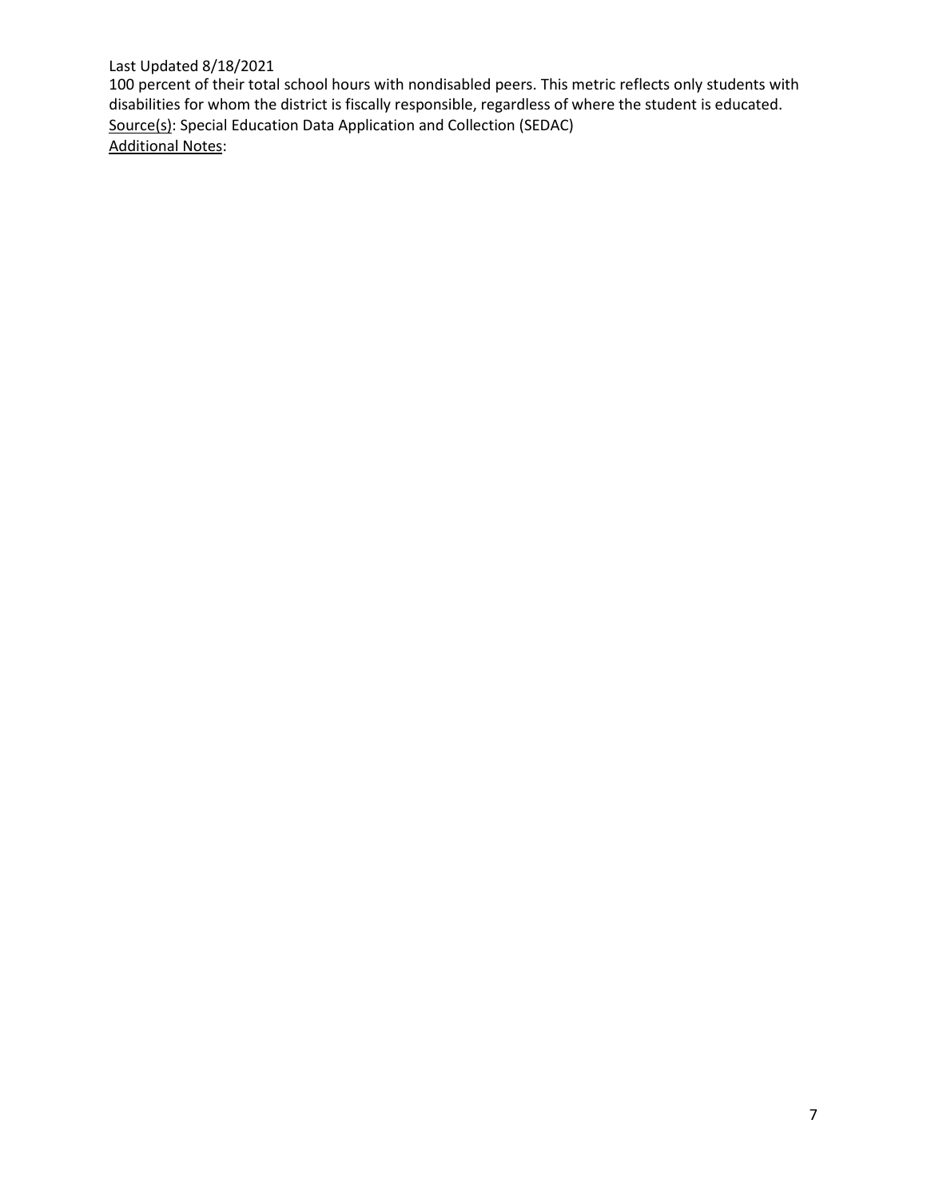100 percent of their total school hours with nondisabled peers. This metric reflects only students with disabilities for whom the district is fiscally responsible, regardless of where the student is educated.
<u>Source(s)</u>: Special Education Data Application and Collection (SEDAC)
<u>Additional Notes</u>: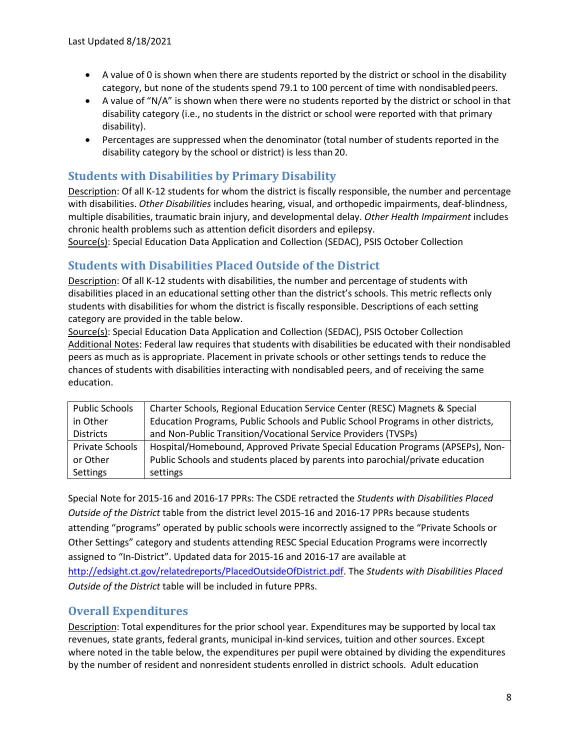Last Updated 8/18/2021

- A value of 0 is shown when there are students reported by the district or school in the disability category, but none of the students spend 79.1 to 100 percent of time with nondisabled peers.
- A value of "N/A" is shown when there were no students reported by the district or school in that disability category (i.e., no students in the district or school were reported with that primary disability).
- Percentages are suppressed when the denominator (total number of students reported in the disability category by the school or district) is less than 20.

## Students with Disabilities by Primary Disability

Description: Of all K-12 students for whom the district is fiscally responsible, the number and percentage with disabilities. *Other Disabilities* includes hearing, visual, and orthopedic impairments, deaf-blindness, multiple disabilities, traumatic brain injury, and developmental delay. *Other Health Impairment* includes chronic health problems such as attention deficit disorders and epilepsy.
Source(s): Special Education Data Application and Collection (SEDAC), PSIS October Collection

## Students with Disabilities Placed Outside of the District

Description: Of all K-12 students with disabilities, the number and percentage of students with disabilities placed in an educational setting other than the district's schools. This metric reflects only students with disabilities for whom the district is fiscally responsible. Descriptions of each setting category are provided in the table below.
Source(s): Special Education Data Application and Collection (SEDAC), PSIS October Collection
Additional Notes: Federal law requires that students with disabilities be educated with their nondisabled peers as much as is appropriate. Placement in private schools or other settings tends to reduce the chances of students with disabilities interacting with nondisabled peers, and of receiving the same education.

| | |
|---|---|
| Public Schools in Other Districts | Charter Schools, Regional Education Service Center (RESC) Magnets & Special Education Programs, Public Schools and Public School Programs in other districts, and Non-Public Transition/Vocational Service Providers (TVSPs) |
| Private Schools or Other Settings | Hospital/Homebound, Approved Private Special Education Programs (APSEPs), Non-Public Schools and students placed by parents into parochial/private education settings |

Special Note for 2015-16 and 2016-17 PPRs: The CSDE retracted the *Students with Disabilities Placed Outside of the District* table from the district level 2015-16 and 2016-17 PPRs because students attending "programs" operated by public schools were incorrectly assigned to the "Private Schools or Other Settings" category and students attending RESC Special Education Programs were incorrectly assigned to "In-District". Updated data for 2015-16 and 2016-17 are available at http://edsight.ct.gov/relatedreports/PlacedOutsideOfDistrict.pdf. The *Students with Disabilities Placed Outside of the District* table will be included in future PPRs.

## Overall Expenditures

Description: Total expenditures for the prior school year. Expenditures may be supported by local tax revenues, state grants, federal grants, municipal in-kind services, tuition and other sources. Except where noted in the table below, the expenditures per pupil were obtained by dividing the expenditures by the number of resident and nonresident students enrolled in district schools. Adult education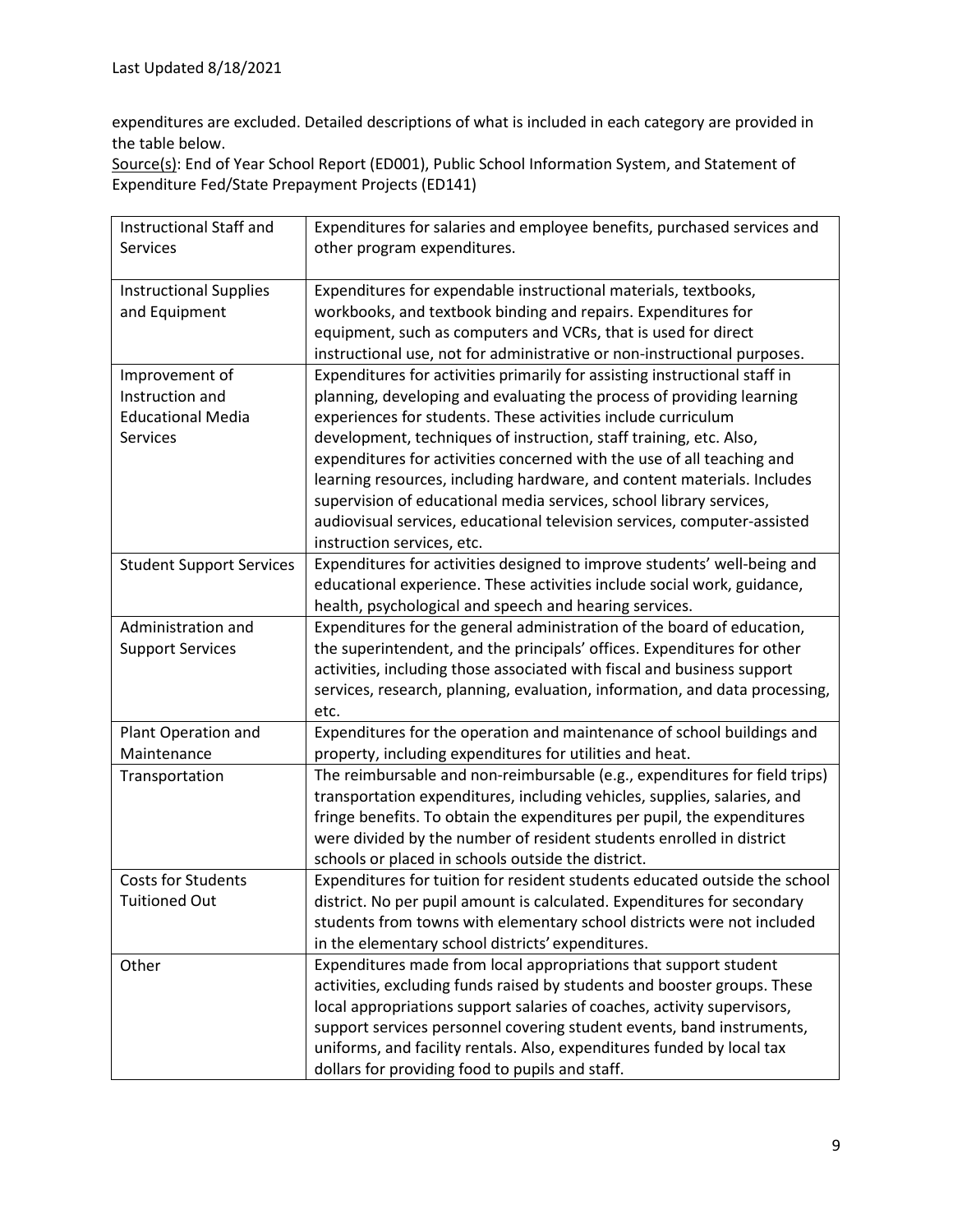expenditures are excluded. Detailed descriptions of what is included in each category are provided in the table below.
Source(s): End of Year School Report (ED001), Public School Information System, and Statement of Expenditure Fed/State Prepayment Projects (ED141)

| Category | Description |
|---|---|
| Instructional Staff and Services | Expenditures for salaries and employee benefits, purchased services and other program expenditures. |
| Instructional Supplies and Equipment | Expenditures for expendable instructional materials, textbooks, workbooks, and textbook binding and repairs. Expenditures for equipment, such as computers and VCRs, that is used for direct instructional use, not for administrative or non-instructional purposes. |
| Improvement of Instruction and Educational Media Services | Expenditures for activities primarily for assisting instructional staff in planning, developing and evaluating the process of providing learning experiences for students. These activities include curriculum development, techniques of instruction, staff training, etc. Also, expenditures for activities concerned with the use of all teaching and learning resources, including hardware, and content materials. Includes supervision of educational media services, school library services, audiovisual services, educational television services, computer-assisted instruction services, etc. |
| Student Support Services | Expenditures for activities designed to improve students' well-being and educational experience. These activities include social work, guidance, health, psychological and speech and hearing services. |
| Administration and Support Services | Expenditures for the general administration of the board of education, the superintendent, and the principals' offices. Expenditures for other activities, including those associated with fiscal and business support services, research, planning, evaluation, information, and data processing, etc. |
| Plant Operation and Maintenance | Expenditures for the operation and maintenance of school buildings and property, including expenditures for utilities and heat. |
| Transportation | The reimbursable and non-reimbursable (e.g., expenditures for field trips) transportation expenditures, including vehicles, supplies, salaries, and fringe benefits. To obtain the expenditures per pupil, the expenditures were divided by the number of resident students enrolled in district schools or placed in schools outside the district. |
| Costs for Students Tuitioned Out | Expenditures for tuition for resident students educated outside the school district. No per pupil amount is calculated. Expenditures for secondary students from towns with elementary school districts were not included in the elementary school districts' expenditures. |
| Other | Expenditures made from local appropriations that support student activities, excluding funds raised by students and booster groups. These local appropriations support salaries of coaches, activity supervisors, support services personnel covering student events, band instruments, uniforms, and facility rentals. Also, expenditures funded by local tax dollars for providing food to pupils and staff. |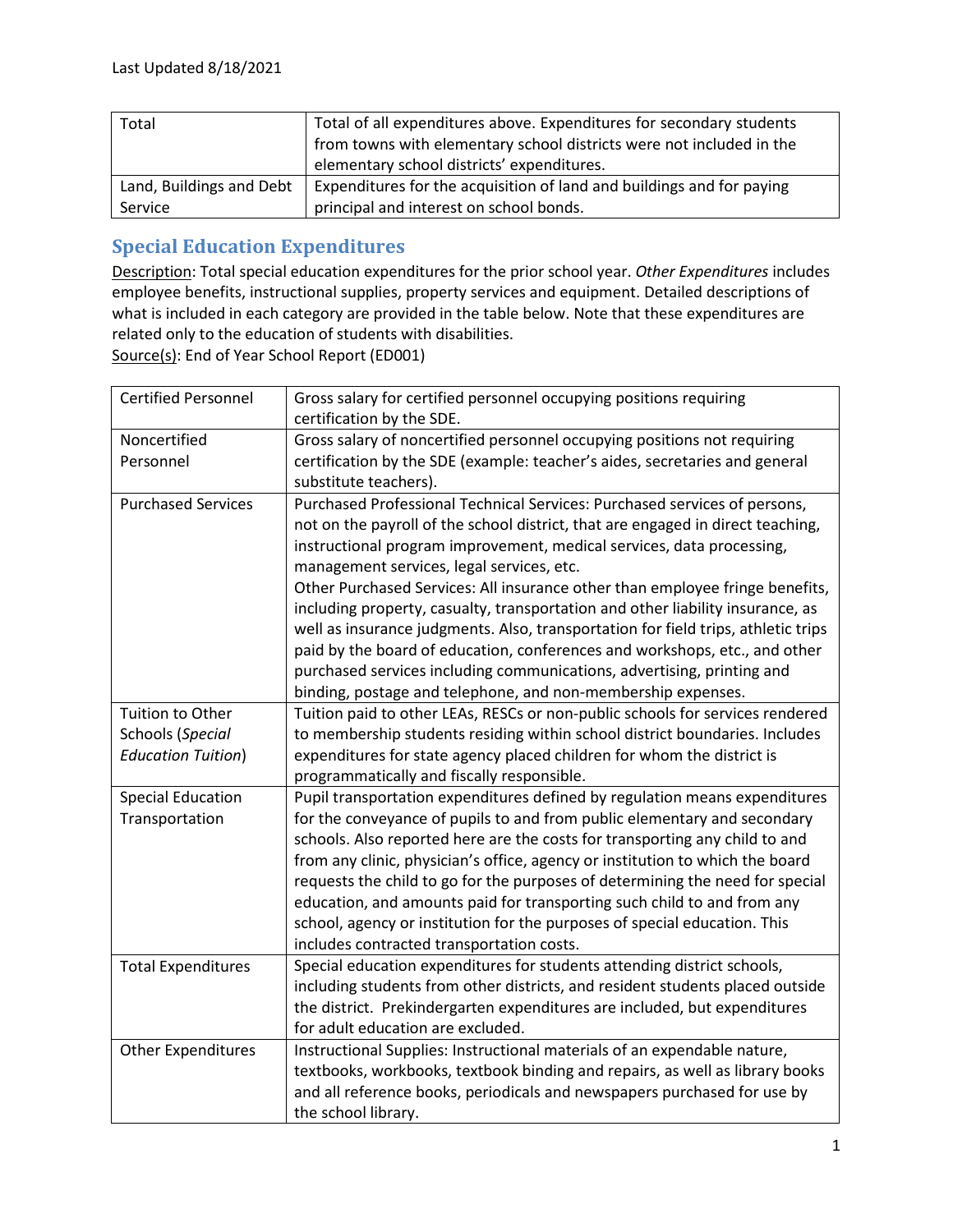| Total | Total of all expenditures above. Expenditures for secondary students from towns with elementary school districts were not included in the elementary school districts' expenditures. |
|---|---|
| Land, Buildings and Debt Service | Expenditures for the acquisition of land and buildings and for paying principal and interest on school bonds. |

## Special Education Expenditures

Description: Total special education expenditures for the prior school year. *Other Expenditures* includes employee benefits, instructional supplies, property services and equipment. Detailed descriptions of what is included in each category are provided in the table below. Note that these expenditures are related only to the education of students with disabilities.
Source(s): End of Year School Report (ED001)

| Certified Personnel | Gross salary for certified personnel occupying positions requiring certification by the SDE. |
|---|---|
| Noncertified Personnel | Gross salary of noncertified personnel occupying positions not requiring certification by the SDE (example: teacher's aides, secretaries and general substitute teachers). |
| Purchased Services | Purchased Professional Technical Services: Purchased services of persons, not on the payroll of the school district, that are engaged in direct teaching, instructional program improvement, medical services, data processing, management services, legal services, etc.<br>Other Purchased Services: All insurance other than employee fringe benefits, including property, casualty, transportation and other liability insurance, as well as insurance judgments. Also, transportation for field trips, athletic trips paid by the board of education, conferences and workshops, etc., and other purchased services including communications, advertising, printing and binding, postage and telephone, and non-membership expenses. |
| Tuition to Other Schools (*Special Education Tuition*) | Tuition paid to other LEAs, RESCs or non-public schools for services rendered to membership students residing within school district boundaries. Includes expenditures for state agency placed children for whom the district is programmatically and fiscally responsible. |
| Special Education Transportation | Pupil transportation expenditures defined by regulation means expenditures for the conveyance of pupils to and from public elementary and secondary schools. Also reported here are the costs for transporting any child to and from any clinic, physician's office, agency or institution to which the board requests the child to go for the purposes of determining the need for special education, and amounts paid for transporting such child to and from any school, agency or institution for the purposes of special education. This includes contracted transportation costs. |
| Total Expenditures | Special education expenditures for students attending district schools, including students from other districts, and resident students placed outside the district. Prekindergarten expenditures are included, but expenditures for adult education are excluded. |
| Other Expenditures | Instructional Supplies: Instructional materials of an expendable nature, textbooks, workbooks, textbook binding and repairs, as well as library books and all reference books, periodicals and newspapers purchased for use by the school library. |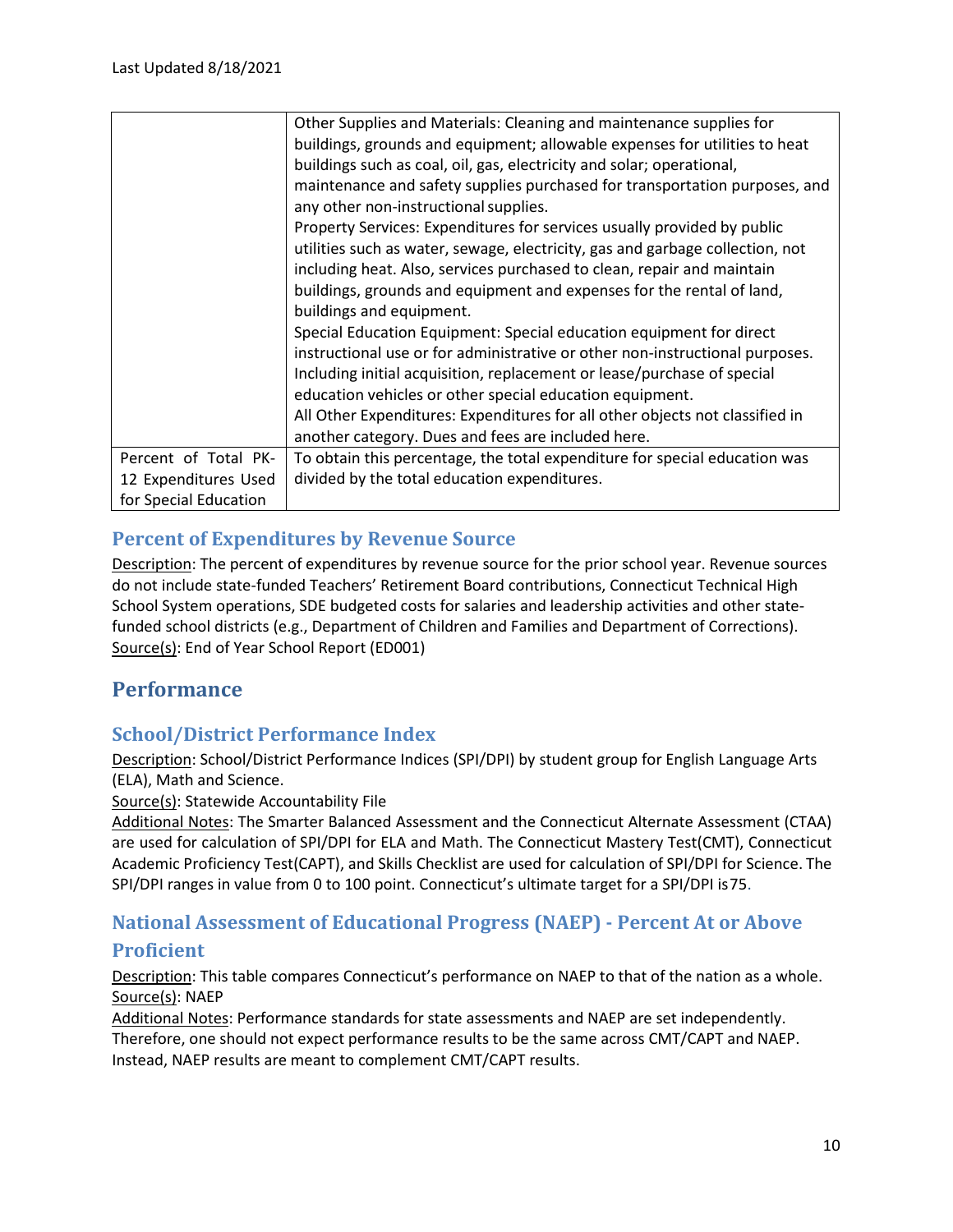Last Updated 8/18/2021

| | |
|---|---|
| | Other Supplies and Materials: Cleaning and maintenance supplies for buildings, grounds and equipment; allowable expenses for utilities to heat buildings such as coal, oil, gas, electricity and solar; operational, maintenance and safety supplies purchased for transportation purposes, and any other non-instructional supplies.<br>Property Services: Expenditures for services usually provided by public utilities such as water, sewage, electricity, gas and garbage collection, not including heat. Also, services purchased to clean, repair and maintain buildings, grounds and equipment and expenses for the rental of land, buildings and equipment.<br>Special Education Equipment: Special education equipment for direct instructional use or for administrative or other non-instructional purposes. Including initial acquisition, replacement or lease/purchase of special education vehicles or other special education equipment.<br>All Other Expenditures: Expenditures for all other objects not classified in another category. Dues and fees are included here. |
| Percent of Total PK-12 Expenditures Used for Special Education | To obtain this percentage, the total expenditure for special education was divided by the total education expenditures. |

### Percent of Expenditures by Revenue Source

Description: The percent of expenditures by revenue source for the prior school year. Revenue sources do not include state-funded Teachers' Retirement Board contributions, Connecticut Technical High School System operations, SDE budgeted costs for salaries and leadership activities and other state-funded school districts (e.g., Department of Children and Families and Department of Corrections).
Source(s): End of Year School Report (ED001)

## Performance

### School/District Performance Index

Description: School/District Performance Indices (SPI/DPI) by student group for English Language Arts (ELA), Math and Science.
Source(s): Statewide Accountability File
Additional Notes: The Smarter Balanced Assessment and the Connecticut Alternate Assessment (CTAA) are used for calculation of SPI/DPI for ELA and Math. The Connecticut Mastery Test(CMT), Connecticut Academic Proficiency Test(CAPT), and Skills Checklist are used for calculation of SPI/DPI for Science. The SPI/DPI ranges in value from 0 to 100 point. Connecticut's ultimate target for a SPI/DPI is75.

### National Assessment of Educational Progress (NAEP) - Percent At or Above Proficient

Description: This table compares Connecticut's performance on NAEP to that of the nation as a whole.
Source(s): NAEP
Additional Notes: Performance standards for state assessments and NAEP are set independently. Therefore, one should not expect performance results to be the same across CMT/CAPT and NAEP. Instead, NAEP results are meant to complement CMT/CAPT results.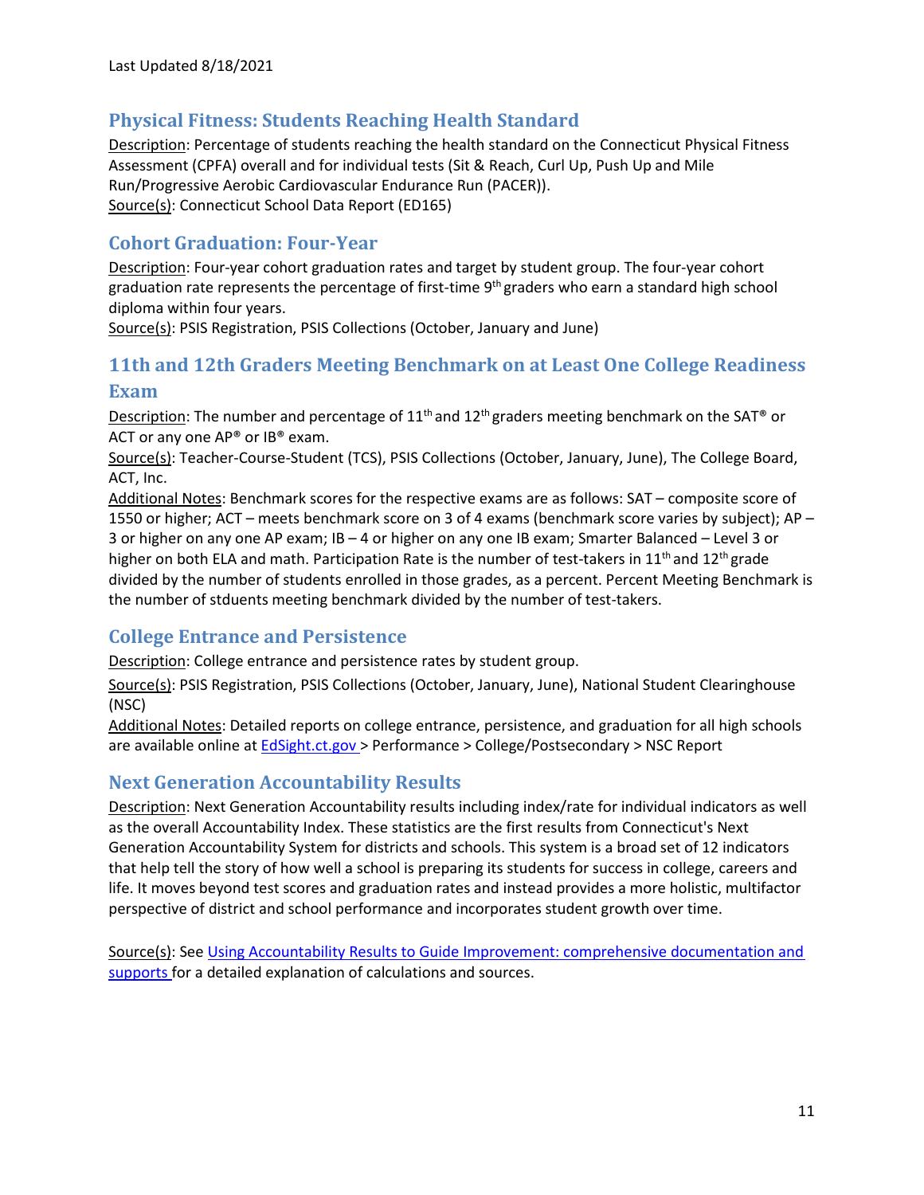Last Updated 8/18/2021

## Physical Fitness: Students Reaching Health Standard

Description: Percentage of students reaching the health standard on the Connecticut Physical Fitness Assessment (CPFA) overall and for individual tests (Sit & Reach, Curl Up, Push Up and Mile Run/Progressive Aerobic Cardiovascular Endurance Run (PACER)).
Source(s): Connecticut School Data Report (ED165)

## Cohort Graduation: Four-Year

Description: Four-year cohort graduation rates and target by student group. The four-year cohort graduation rate represents the percentage of first-time 9th graders who earn a standard high school diploma within four years.
Source(s): PSIS Registration, PSIS Collections (October, January and June)

## 11th and 12th Graders Meeting Benchmark on at Least One College Readiness Exam

Description: The number and percentage of 11th and 12th graders meeting benchmark on the SAT® or ACT or any one AP® or IB® exam.
Source(s): Teacher-Course-Student (TCS), PSIS Collections (October, January, June), The College Board, ACT, Inc.
Additional Notes: Benchmark scores for the respective exams are as follows: SAT – composite score of 1550 or higher; ACT – meets benchmark score on 3 of 4 exams (benchmark score varies by subject); AP – 3 or higher on any one AP exam; IB – 4 or higher on any one IB exam; Smarter Balanced – Level 3 or higher on both ELA and math. Participation Rate is the number of test-takers in 11th and 12th grade divided by the number of students enrolled in those grades, as a percent. Percent Meeting Benchmark is the number of stduents meeting benchmark divided by the number of test-takers.

## College Entrance and Persistence

Description: College entrance and persistence rates by student group.

Source(s): PSIS Registration, PSIS Collections (October, January, June), National Student Clearinghouse (NSC)
Additional Notes: Detailed reports on college entrance, persistence, and graduation for all high schools are available online at [EdSight.ct.gov](EdSight.ct.gov) > Performance > College/Postsecondary > NSC Report

## Next Generation Accountability Results

Description: Next Generation Accountability results including index/rate for individual indicators as well as the overall Accountability Index. These statistics are the first results from Connecticut's Next Generation Accountability System for districts and schools. This system is a broad set of 12 indicators that help tell the story of how well a school is preparing its students for success in college, careers and life. It moves beyond test scores and graduation rates and instead provides a more holistic, multifactor perspective of district and school performance and incorporates student growth over time.

Source(s): See Using Accountability Results to Guide Improvement: comprehensive documentation and supports for a detailed explanation of calculations and sources.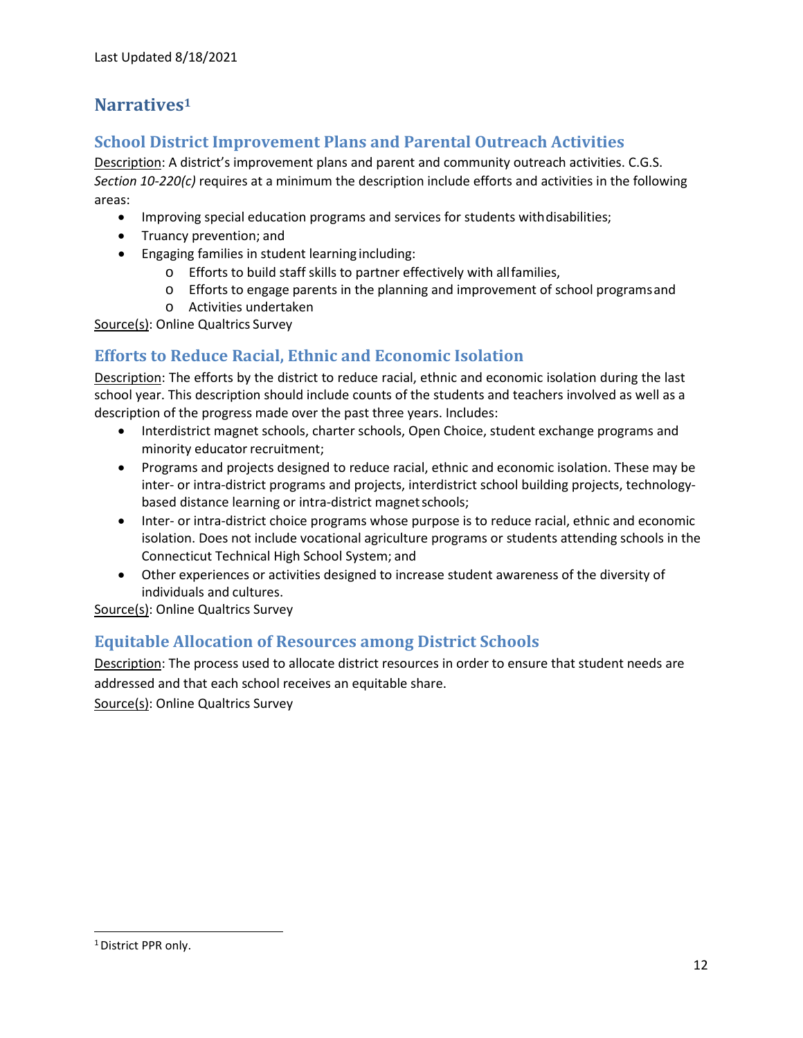Last Updated 8/18/2021

# Narratives[1]

## School District Improvement Plans and Parental Outreach Activities

Description: A district's improvement plans and parent and community outreach activities. C.G.S. *Section 10-220(c)* requires at a minimum the description include efforts and activities in the following areas:

- Improving special education programs and services for students with disabilities;
- Truancy prevention; and
- Engaging families in student learning including:
  - Efforts to build staff skills to partner effectively with all families,
  - Efforts to engage parents in the planning and improvement of school programs and
  - Activities undertaken

Source(s): Online Qualtrics Survey

## Efforts to Reduce Racial, Ethnic and Economic Isolation

Description: The efforts by the district to reduce racial, ethnic and economic isolation during the last school year. This description should include counts of the students and teachers involved as well as a description of the progress made over the past three years. Includes:

- Interdistrict magnet schools, charter schools, Open Choice, student exchange programs and minority educator recruitment;
- Programs and projects designed to reduce racial, ethnic and economic isolation. These may be inter- or intra-district programs and projects, interdistrict school building projects, technology-based distance learning or intra-district magnet schools;
- Inter- or intra-district choice programs whose purpose is to reduce racial, ethnic and economic isolation. Does not include vocational agriculture programs or students attending schools in the Connecticut Technical High School System; and
- Other experiences or activities designed to increase student awareness of the diversity of individuals and cultures.

Source(s): Online Qualtrics Survey

## Equitable Allocation of Resources among District Schools

Description: The process used to allocate district resources in order to ensure that student needs are addressed and that each school receives an equitable share.

Source(s): Online Qualtrics Survey

---

[1] District PPR only.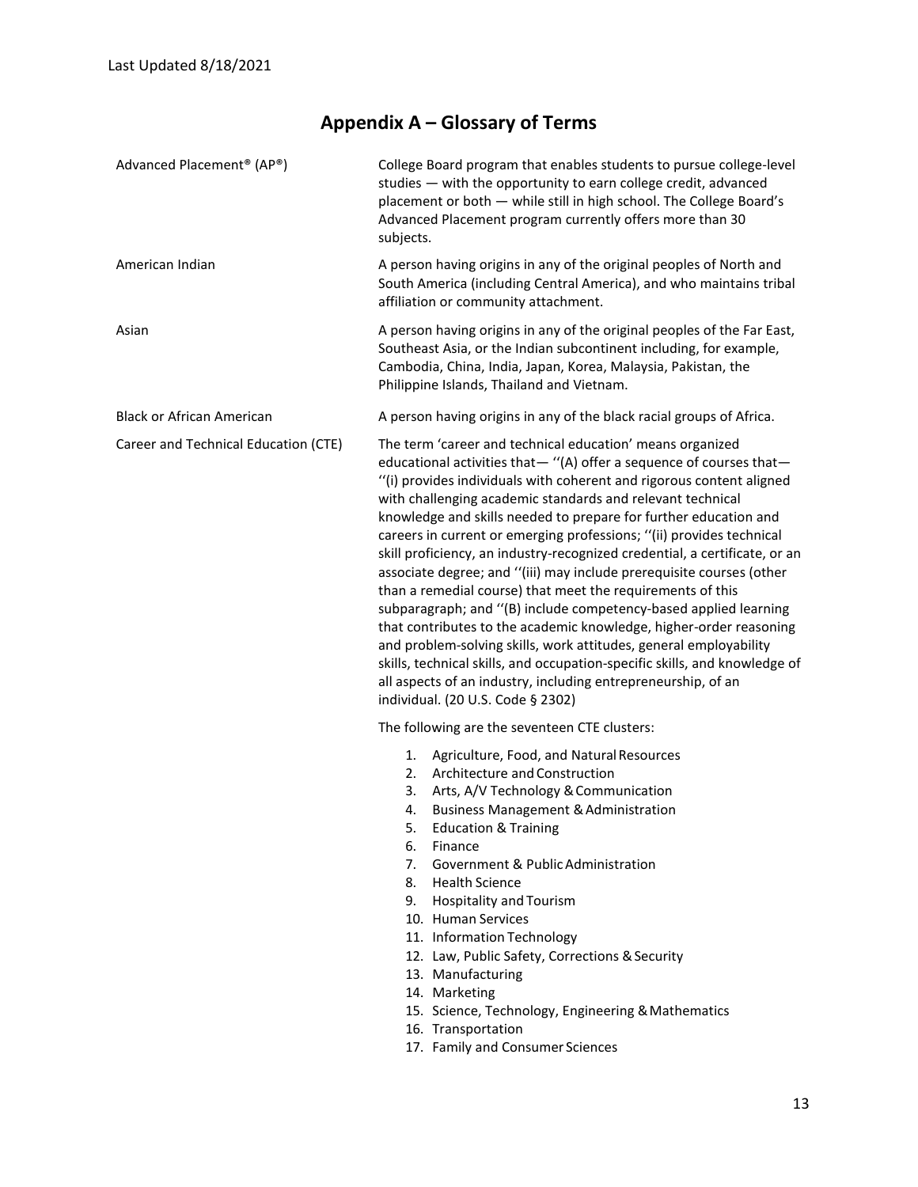# Appendix A – Glossary of Terms

| Term | Definition |
| --- | --- |
| Advanced Placement® (AP®) | College Board program that enables students to pursue college-level studies — with the opportunity to earn college credit, advanced placement or both — while still in high school. The College Board's Advanced Placement program currently offers more than 30 subjects. |
| American Indian | A person having origins in any of the original peoples of North and South America (including Central America), and who maintains tribal affiliation or community attachment. |
| Asian | A person having origins in any of the original peoples of the Far East, Southeast Asia, or the Indian subcontinent including, for example, Cambodia, China, India, Japan, Korea, Malaysia, Pakistan, the Philippine Islands, Thailand and Vietnam. |
| Black or African American | A person having origins in any of the black racial groups of Africa. |
| Career and Technical Education (CTE) | The term 'career and technical education' means organized educational activities that— ''(A) offer a sequence of courses that— ''(i) provides individuals with coherent and rigorous content aligned with challenging academic standards and relevant technical knowledge and skills needed to prepare for further education and careers in current or emerging professions; ''(ii) provides technical skill proficiency, an industry-recognized credential, a certificate, or an associate degree; and ''(iii) may include prerequisite courses (other than a remedial course) that meet the requirements of this subparagraph; and ''(B) include competency-based applied learning that contributes to the academic knowledge, higher-order reasoning and problem-solving skills, work attitudes, general employability skills, technical skills, and occupation-specific skills, and knowledge of all aspects of an industry, including entrepreneurship, of an individual. (20 U.S. Code § 2302) |

The following are the seventeen CTE clusters:

1. Agriculture, Food, and Natural Resources
2. Architecture and Construction
3. Arts, A/V Technology & Communication
4. Business Management & Administration
5. Education & Training
6. Finance
7. Government & Public Administration
8. Health Science
9. Hospitality and Tourism
10. Human Services
11. Information Technology
12. Law, Public Safety, Corrections & Security
13. Manufacturing
14. Marketing
15. Science, Technology, Engineering & Mathematics
16. Transportation
17. Family and Consumer Sciences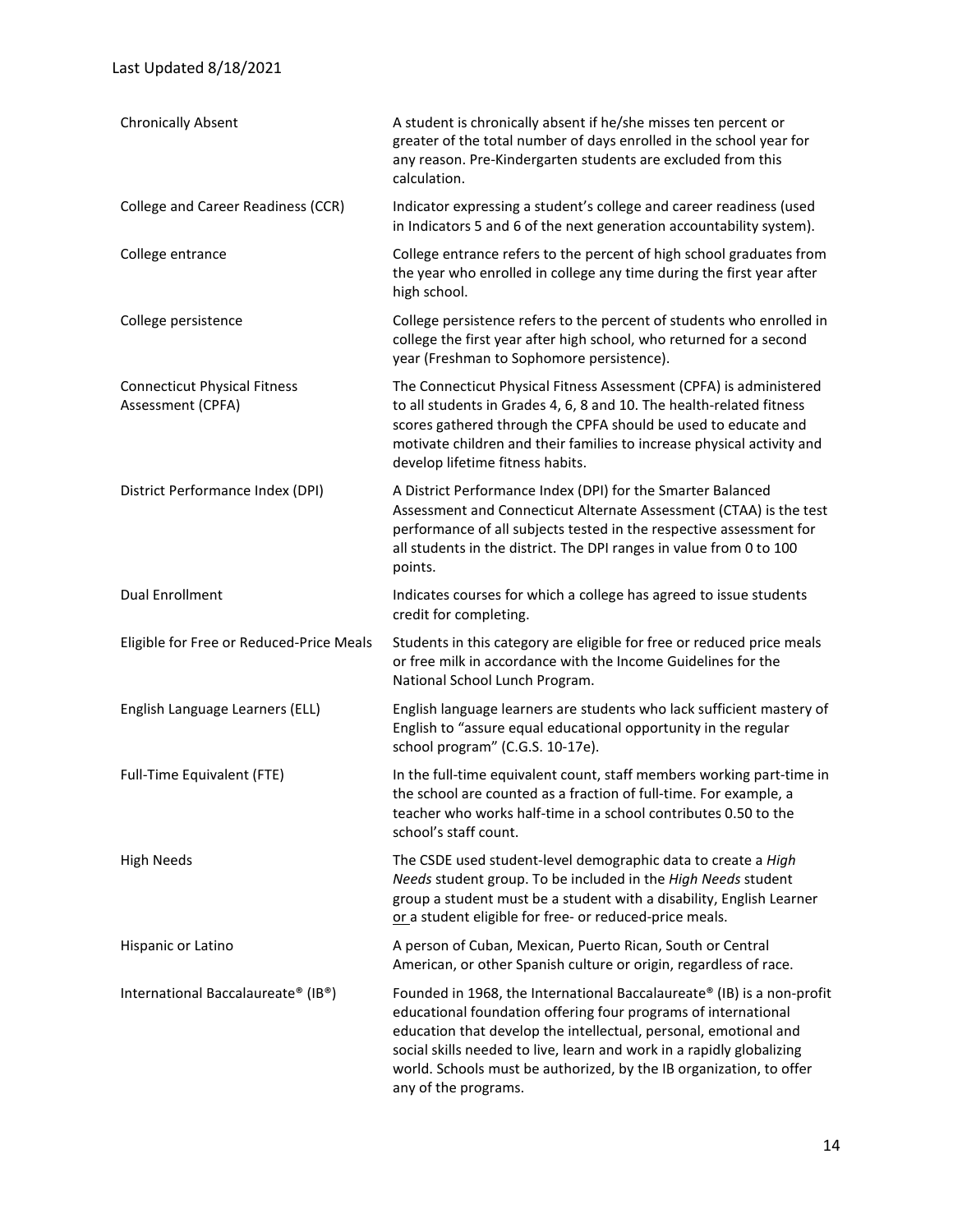| | |
|---|---|
| Chronically Absent | A student is chronically absent if he/she misses ten percent or greater of the total number of days enrolled in the school year for any reason. Pre-Kindergarten students are excluded from this calculation. |
| College and Career Readiness (CCR) | Indicator expressing a student's college and career readiness (used in Indicators 5 and 6 of the next generation accountability system). |
| College entrance | College entrance refers to the percent of high school graduates from the year who enrolled in college any time during the first year after high school. |
| College persistence | College persistence refers to the percent of students who enrolled in college the first year after high school, who returned for a second year (Freshman to Sophomore persistence). |
| Connecticut Physical Fitness Assessment (CPFA) | The Connecticut Physical Fitness Assessment (CPFA) is administered to all students in Grades 4, 6, 8 and 10. The health-related fitness scores gathered through the CPFA should be used to educate and motivate children and their families to increase physical activity and develop lifetime fitness habits. |
| District Performance Index (DPI) | A District Performance Index (DPI) for the Smarter Balanced Assessment and Connecticut Alternate Assessment (CTAA) is the test performance of all subjects tested in the respective assessment for all students in the district. The DPI ranges in value from 0 to 100 points. |
| Dual Enrollment | Indicates courses for which a college has agreed to issue students credit for completing. |
| Eligible for Free or Reduced-Price Meals | Students in this category are eligible for free or reduced price meals or free milk in accordance with the Income Guidelines for the National School Lunch Program. |
| English Language Learners (ELL) | English language learners are students who lack sufficient mastery of English to "assure equal educational opportunity in the regular school program" (C.G.S. 10-17e). |
| Full-Time Equivalent (FTE) | In the full-time equivalent count, staff members working part-time in the school are counted as a fraction of full-time. For example, a teacher who works half-time in a school contributes 0.50 to the school's staff count. |
| High Needs | The CSDE used student-level demographic data to create a *High Needs* student group. To be included in the *High Needs* student group a student must be a student with a disability, English Learner or a student eligible for free- or reduced-price meals. |
| Hispanic or Latino | A person of Cuban, Mexican, Puerto Rican, South or Central American, or other Spanish culture or origin, regardless of race. |
| International Baccalaureate® (IB®) | Founded in 1968, the International Baccalaureate® (IB) is a non-profit educational foundation offering four programs of international education that develop the intellectual, personal, emotional and social skills needed to live, learn and work in a rapidly globalizing world. Schools must be authorized, by the IB organization, to offer any of the programs. |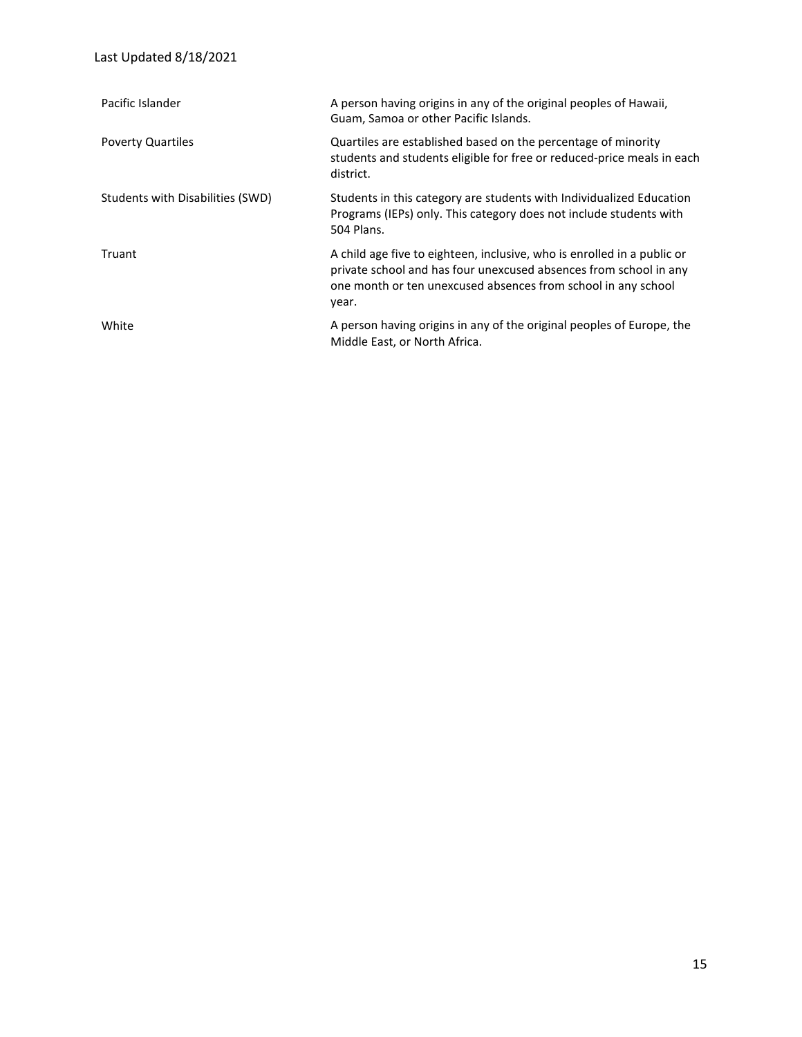| | |
|---|---|
| Pacific Islander | A person having origins in any of the original peoples of Hawaii, Guam, Samoa or other Pacific Islands. |
| Poverty Quartiles | Quartiles are established based on the percentage of minority students and students eligible for free or reduced-price meals in each district. |
| Students with Disabilities (SWD) | Students in this category are students with Individualized Education Programs (IEPs) only. This category does not include students with 504 Plans. |
| Truant | A child age five to eighteen, inclusive, who is enrolled in a public or private school and has four unexcused absences from school in any one month or ten unexcused absences from school in any school year. |
| White | A person having origins in any of the original peoples of Europe, the Middle East, or North Africa. |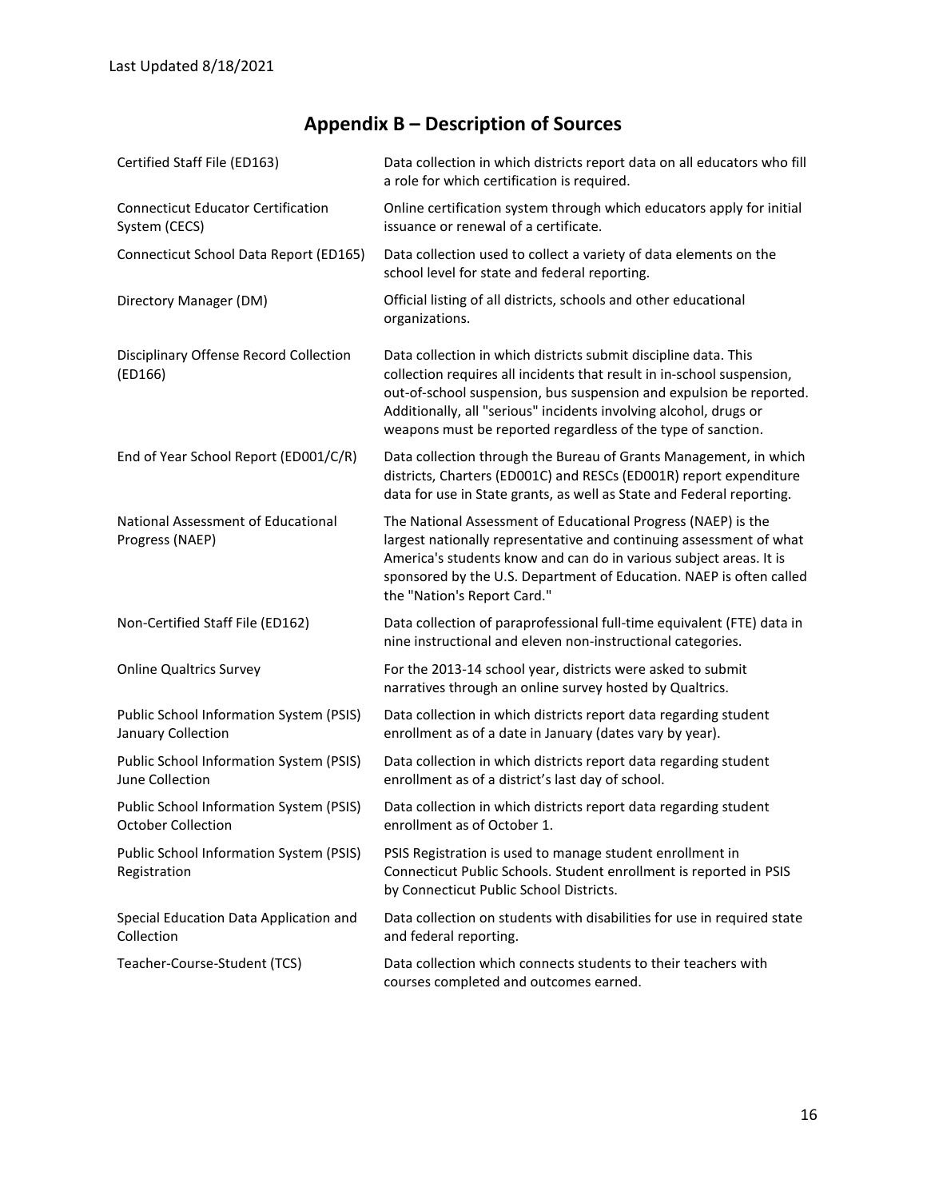Last Updated 8/18/2021

# Appendix B – Description of Sources

| | |
|---|---|
| Certified Staff File (ED163) | Data collection in which districts report data on all educators who fill a role for which certification is required. |
| Connecticut Educator Certification System (CECS) | Online certification system through which educators apply for initial issuance or renewal of a certificate. |
| Connecticut School Data Report (ED165) | Data collection used to collect a variety of data elements on the school level for state and federal reporting. |
| Directory Manager (DM) | Official listing of all districts, schools and other educational organizations. |
| Disciplinary Offense Record Collection (ED166) | Data collection in which districts submit discipline data. This collection requires all incidents that result in in-school suspension, out-of-school suspension, bus suspension and expulsion be reported. Additionally, all "serious" incidents involving alcohol, drugs or weapons must be reported regardless of the type of sanction. |
| End of Year School Report (ED001/C/R) | Data collection through the Bureau of Grants Management, in which districts, Charters (ED001C) and RESCs (ED001R) report expenditure data for use in State grants, as well as State and Federal reporting. |
| National Assessment of Educational Progress (NAEP) | The National Assessment of Educational Progress (NAEP) is the largest nationally representative and continuing assessment of what America's students know and can do in various subject areas. It is sponsored by the U.S. Department of Education. NAEP is often called the "Nation's Report Card." |
| Non-Certified Staff File (ED162) | Data collection of paraprofessional full-time equivalent (FTE) data in nine instructional and eleven non-instructional categories. |
| Online Qualtrics Survey | For the 2013-14 school year, districts were asked to submit narratives through an online survey hosted by Qualtrics. |
| Public School Information System (PSIS) January Collection | Data collection in which districts report data regarding student enrollment as of a date in January (dates vary by year). |
| Public School Information System (PSIS) June Collection | Data collection in which districts report data regarding student enrollment as of a district's last day of school. |
| Public School Information System (PSIS) October Collection | Data collection in which districts report data regarding student enrollment as of October 1. |
| Public School Information System (PSIS) Registration | PSIS Registration is used to manage student enrollment in Connecticut Public Schools. Student enrollment is reported in PSIS by Connecticut Public School Districts. |
| Special Education Data Application and Collection | Data collection on students with disabilities for use in required state and federal reporting. |
| Teacher-Course-Student (TCS) | Data collection which connects students to their teachers with courses completed and outcomes earned. |